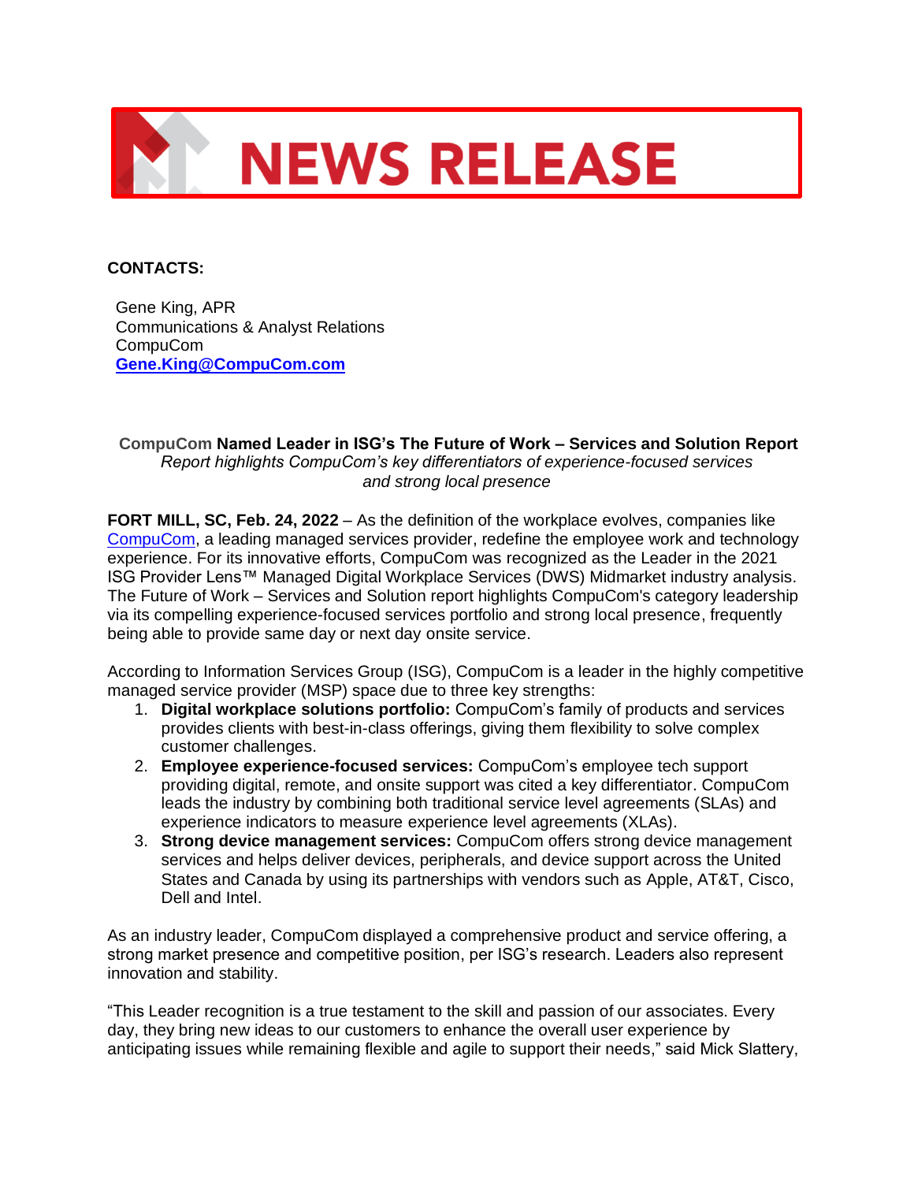# NEWS RELEASE

**CONTACTS:**

Gene King, APR
Communications & Analyst Relations
CompuCom
**Gene.King@CompuCom.com**

**CompuCom Named Leader in ISG's The Future of Work – Services and Solution Report**

*Report highlights CompuCom's key differentiators of experience-focused services and strong local presence*

**FORT MILL, SC, Feb. 24, 2022** – As the definition of the workplace evolves, companies like CompuCom, a leading managed services provider, redefine the employee work and technology experience. For its innovative efforts, CompuCom was recognized as the Leader in the 2021 ISG Provider Lens™ Managed Digital Workplace Services (DWS) Midmarket industry analysis. The Future of Work – Services and Solution report highlights CompuCom's category leadership via its compelling experience-focused services portfolio and strong local presence, frequently being able to provide same day or next day onsite service.

According to Information Services Group (ISG), CompuCom is a leader in the highly competitive managed service provider (MSP) space due to three key strengths:

1. **Digital workplace solutions portfolio:** CompuCom's family of products and services provides clients with best-in-class offerings, giving them flexibility to solve complex customer challenges.
2. **Employee experience-focused services:** CompuCom's employee tech support providing digital, remote, and onsite support was cited a key differentiator. CompuCom leads the industry by combining both traditional service level agreements (SLAs) and experience indicators to measure experience level agreements (XLAs).
3. **Strong device management services:** CompuCom offers strong device management services and helps deliver devices, peripherals, and device support across the United States and Canada by using its partnerships with vendors such as Apple, AT&T, Cisco, Dell and Intel.

As an industry leader, CompuCom displayed a comprehensive product and service offering, a strong market presence and competitive position, per ISG's research. Leaders also represent innovation and stability.

"This Leader recognition is a true testament to the skill and passion of our associates. Every day, they bring new ideas to our customers to enhance the overall user experience by anticipating issues while remaining flexible and agile to support their needs," said Mick Slattery,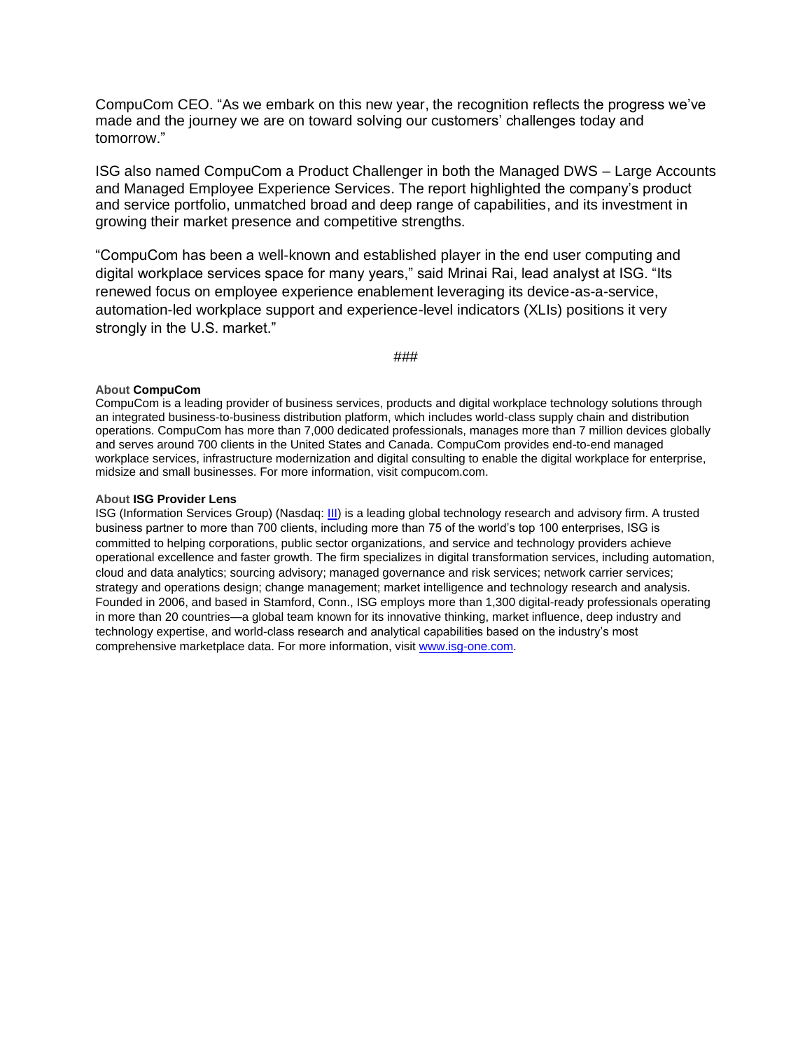CompuCom CEO. "As we embark on this new year, the recognition reflects the progress we've made and the journey we are on toward solving our customers' challenges today and tomorrow."

ISG also named CompuCom a Product Challenger in both the Managed DWS – Large Accounts and Managed Employee Experience Services. The report highlighted the company's product and service portfolio, unmatched broad and deep range of capabilities, and its investment in growing their market presence and competitive strengths.

"CompuCom has been a well-known and established player in the end user computing and digital workplace services space for many years," said Mrinai Rai, lead analyst at ISG. "Its renewed focus on employee experience enablement leveraging its device-as-a-service, automation-led workplace support and experience-level indicators (XLIs) positions it very strongly in the U.S. market."

###

**About CompuCom**

CompuCom is a leading provider of business services, products and digital workplace technology solutions through an integrated business-to-business distribution platform, which includes world-class supply chain and distribution operations. CompuCom has more than 7,000 dedicated professionals, manages more than 7 million devices globally and serves around 700 clients in the United States and Canada. CompuCom provides end-to-end managed workplace services, infrastructure modernization and digital consulting to enable the digital workplace for enterprise, midsize and small businesses. For more information, visit compucom.com.

**About ISG Provider Lens**

ISG (Information Services Group) (Nasdaq: III) is a leading global technology research and advisory firm. A trusted business partner to more than 700 clients, including more than 75 of the world's top 100 enterprises, ISG is committed to helping corporations, public sector organizations, and service and technology providers achieve operational excellence and faster growth. The firm specializes in digital transformation services, including automation, cloud and data analytics; sourcing advisory; managed governance and risk services; network carrier services; strategy and operations design; change management; market intelligence and technology research and analysis. Founded in 2006, and based in Stamford, Conn., ISG employs more than 1,300 digital-ready professionals operating in more than 20 countries—a global team known for its innovative thinking, market influence, deep industry and technology expertise, and world-class research and analytical capabilities based on the industry's most comprehensive marketplace data. For more information, visit www.isg-one.com.